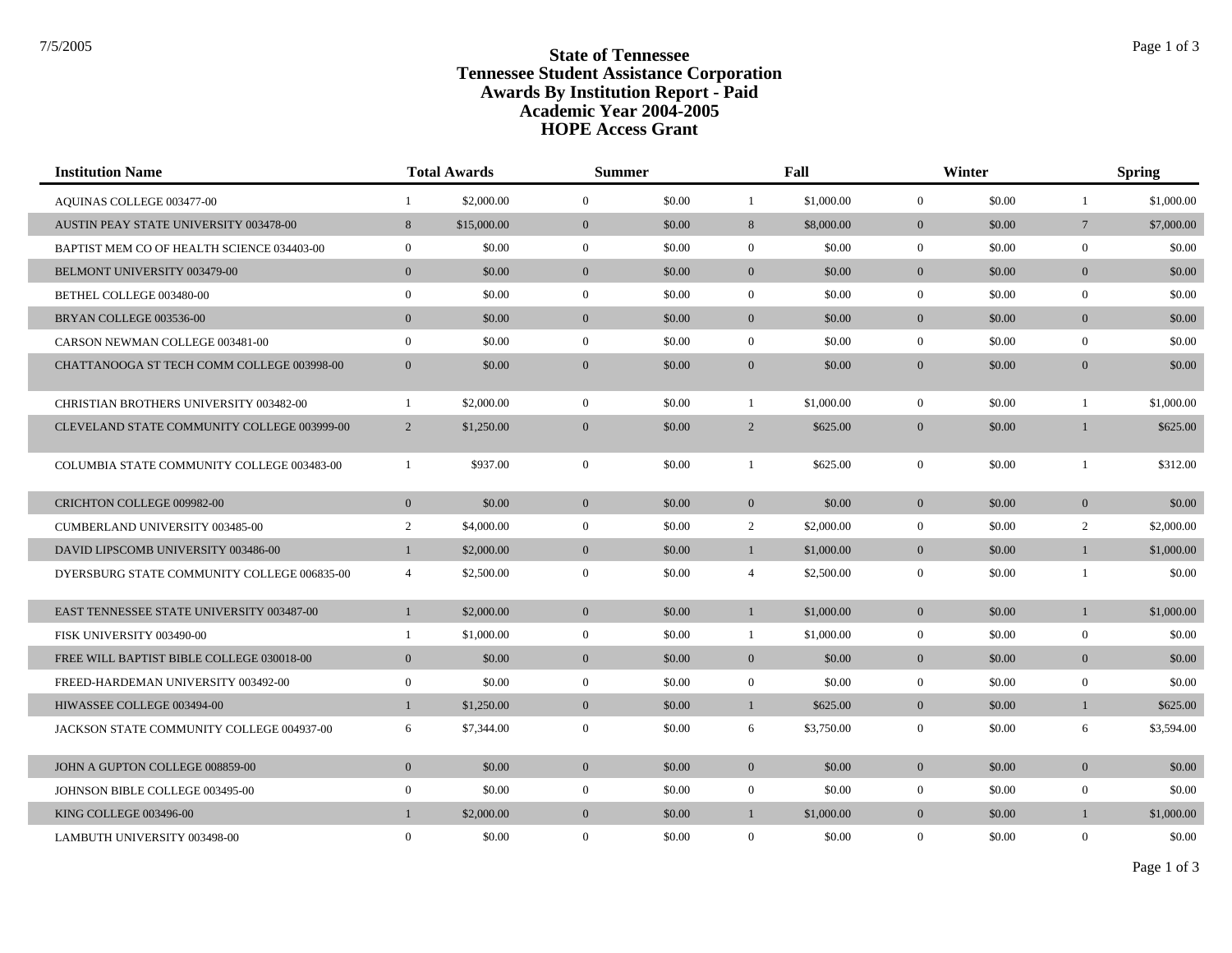# State of Tennessee
# Tennessee Student Assistance Corporation
## Awards By Institution Report - Paid
## Academic Year 2004-2005
## HOPE Access Grant

| Institution Name | Total Awards | | Summer | | Fall | | Winter | | Spring | |
|---|---|---|---|---|---|---|---|---|---|---|
| AQUINAS COLLEGE 003477-00 | 1 | $2,000.00 | 0 | $0.00 | 1 | $1,000.00 | 0 | $0.00 | 1 | $1,000.00 |
| AUSTIN PEAY STATE UNIVERSITY 003478-00 | 8 | $15,000.00 | 0 | $0.00 | 8 | $8,000.00 | 0 | $0.00 | 7 | $7,000.00 |
| BAPTIST MEM CO OF HEALTH SCIENCE 034403-00 | 0 | $0.00 | 0 | $0.00 | 0 | $0.00 | 0 | $0.00 | 0 | $0.00 |
| BELMONT UNIVERSITY 003479-00 | 0 | $0.00 | 0 | $0.00 | 0 | $0.00 | 0 | $0.00 | 0 | $0.00 |
| BETHEL COLLEGE 003480-00 | 0 | $0.00 | 0 | $0.00 | 0 | $0.00 | 0 | $0.00 | 0 | $0.00 |
| BRYAN COLLEGE 003536-00 | 0 | $0.00 | 0 | $0.00 | 0 | $0.00 | 0 | $0.00 | 0 | $0.00 |
| CARSON NEWMAN COLLEGE 003481-00 | 0 | $0.00 | 0 | $0.00 | 0 | $0.00 | 0 | $0.00 | 0 | $0.00 |
| CHATTANOOGA ST TECH COMM COLLEGE 003998-00 | 0 | $0.00 | 0 | $0.00 | 0 | $0.00 | 0 | $0.00 | 0 | $0.00 |
| CHRISTIAN BROTHERS UNIVERSITY 003482-00 | 1 | $2,000.00 | 0 | $0.00 | 1 | $1,000.00 | 0 | $0.00 | 1 | $1,000.00 |
| CLEVELAND STATE COMMUNITY COLLEGE 003999-00 | 2 | $1,250.00 | 0 | $0.00 | 2 | $625.00 | 0 | $0.00 | 1 | $625.00 |
| COLUMBIA STATE COMMUNITY COLLEGE 003483-00 | 1 | $937.00 | 0 | $0.00 | 1 | $625.00 | 0 | $0.00 | 1 | $312.00 |
| CRICHTON COLLEGE 009982-00 | 0 | $0.00 | 0 | $0.00 | 0 | $0.00 | 0 | $0.00 | 0 | $0.00 |
| CUMBERLAND UNIVERSITY 003485-00 | 2 | $4,000.00 | 0 | $0.00 | 2 | $2,000.00 | 0 | $0.00 | 2 | $2,000.00 |
| DAVID LIPSCOMB UNIVERSITY 003486-00 | 1 | $2,000.00 | 0 | $0.00 | 1 | $1,000.00 | 0 | $0.00 | 1 | $1,000.00 |
| DYERSBURG STATE COMMUNITY COLLEGE 006835-00 | 4 | $2,500.00 | 0 | $0.00 | 4 | $2,500.00 | 0 | $0.00 | 1 | $0.00 |
| EAST TENNESSEE STATE UNIVERSITY 003487-00 | 1 | $2,000.00 | 0 | $0.00 | 1 | $1,000.00 | 0 | $0.00 | 1 | $1,000.00 |
| FISK UNIVERSITY 003490-00 | 1 | $1,000.00 | 0 | $0.00 | 1 | $1,000.00 | 0 | $0.00 | 0 | $0.00 |
| FREE WILL BAPTIST BIBLE COLLEGE 030018-00 | 0 | $0.00 | 0 | $0.00 | 0 | $0.00 | 0 | $0.00 | 0 | $0.00 |
| FREED-HARDEMAN UNIVERSITY 003492-00 | 0 | $0.00 | 0 | $0.00 | 0 | $0.00 | 0 | $0.00 | 0 | $0.00 |
| HIWASSEE COLLEGE 003494-00 | 1 | $1,250.00 | 0 | $0.00 | 1 | $625.00 | 0 | $0.00 | 1 | $625.00 |
| JACKSON STATE COMMUNITY COLLEGE 004937-00 | 6 | $7,344.00 | 0 | $0.00 | 6 | $3,750.00 | 0 | $0.00 | 6 | $3,594.00 |
| JOHN A GUPTON COLLEGE 008859-00 | 0 | $0.00 | 0 | $0.00 | 0 | $0.00 | 0 | $0.00 | 0 | $0.00 |
| JOHNSON BIBLE COLLEGE 003495-00 | 0 | $0.00 | 0 | $0.00 | 0 | $0.00 | 0 | $0.00 | 0 | $0.00 |
| KING COLLEGE 003496-00 | 1 | $2,000.00 | 0 | $0.00 | 1 | $1,000.00 | 0 | $0.00 | 1 | $1,000.00 |
| LAMBUTH UNIVERSITY 003498-00 | 0 | $0.00 | 0 | $0.00 | 0 | $0.00 | 0 | $0.00 | 0 | $0.00 |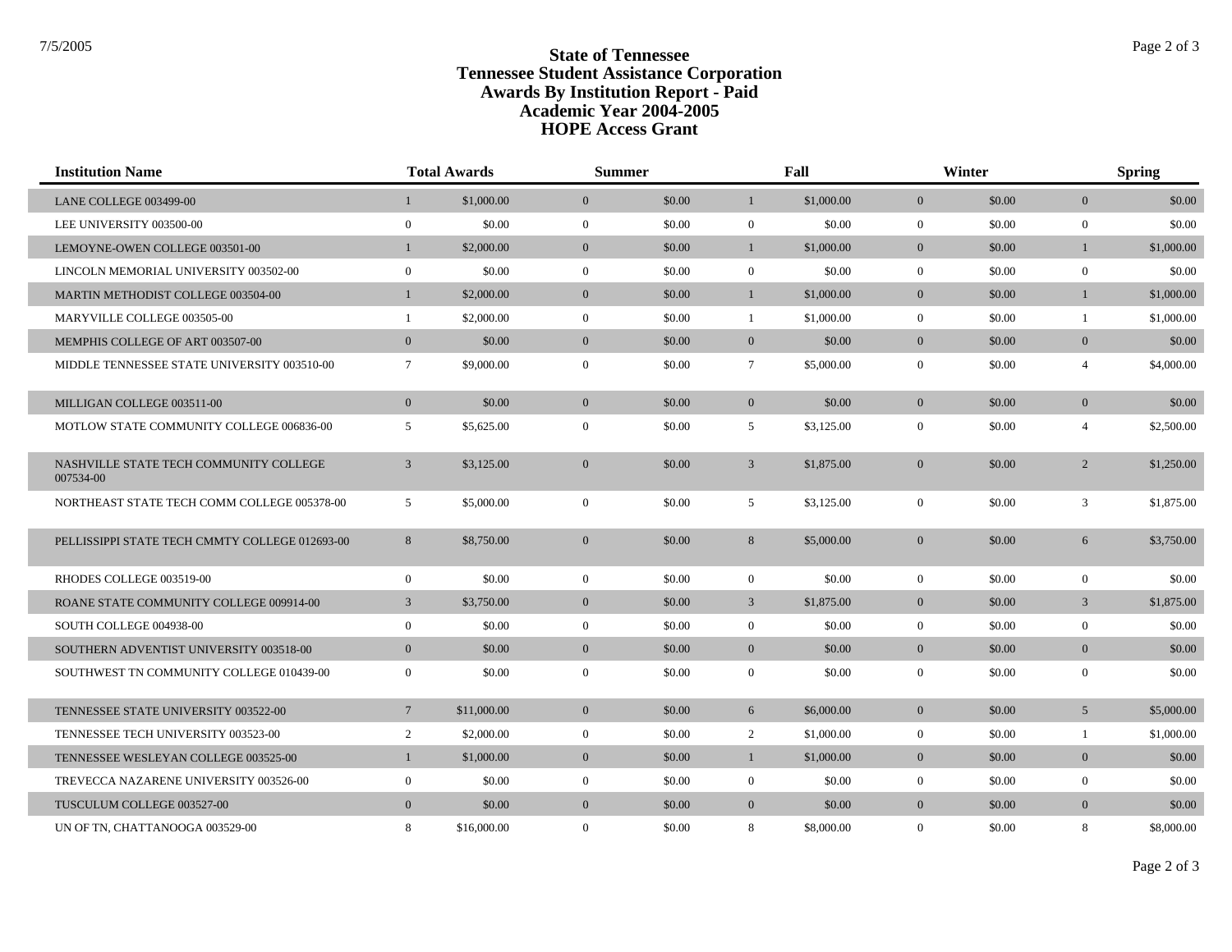# State of Tennessee
# Tennessee Student Assistance Corporation
# Awards By Institution Report - Paid
# Academic Year 2004-2005
# HOPE Access Grant

| Institution Name | Total Awards | | Summer | | Fall | | Winter | | Spring | |
|---|---|---|---|---|---|---|---|---|---|---|
| LANE COLLEGE 003499-00 | 1 | $1,000.00 | 0 | $0.00 | 1 | $1,000.00 | 0 | $0.00 | 0 | $0.00 |
| LEE UNIVERSITY 003500-00 | 0 | $0.00 | 0 | $0.00 | 0 | $0.00 | 0 | $0.00 | 0 | $0.00 |
| LEMOYNE-OWEN COLLEGE 003501-00 | 1 | $2,000.00 | 0 | $0.00 | 1 | $1,000.00 | 0 | $0.00 | 1 | $1,000.00 |
| LINCOLN MEMORIAL UNIVERSITY 003502-00 | 0 | $0.00 | 0 | $0.00 | 0 | $0.00 | 0 | $0.00 | 0 | $0.00 |
| MARTIN METHODIST COLLEGE 003504-00 | 1 | $2,000.00 | 0 | $0.00 | 1 | $1,000.00 | 0 | $0.00 | 1 | $1,000.00 |
| MARYVILLE COLLEGE 003505-00 | 1 | $2,000.00 | 0 | $0.00 | 1 | $1,000.00 | 0 | $0.00 | 1 | $1,000.00 |
| MEMPHIS COLLEGE OF ART 003507-00 | 0 | $0.00 | 0 | $0.00 | 0 | $0.00 | 0 | $0.00 | 0 | $0.00 |
| MIDDLE TENNESSEE STATE UNIVERSITY 003510-00 | 7 | $9,000.00 | 0 | $0.00 | 7 | $5,000.00 | 0 | $0.00 | 4 | $4,000.00 |
| MILLIGAN COLLEGE 003511-00 | 0 | $0.00 | 0 | $0.00 | 0 | $0.00 | 0 | $0.00 | 0 | $0.00 |
| MOTLOW STATE COMMUNITY COLLEGE 006836-00 | 5 | $5,625.00 | 0 | $0.00 | 5 | $3,125.00 | 0 | $0.00 | 4 | $2,500.00 |
| NASHVILLE STATE TECH COMMUNITY COLLEGE 007534-00 | 3 | $3,125.00 | 0 | $0.00 | 3 | $1,875.00 | 0 | $0.00 | 2 | $1,250.00 |
| NORTHEAST STATE TECH COMM COLLEGE 005378-00 | 5 | $5,000.00 | 0 | $0.00 | 5 | $3,125.00 | 0 | $0.00 | 3 | $1,875.00 |
| PELLISSIPPI STATE TECH CMMTY COLLEGE 012693-00 | 8 | $8,750.00 | 0 | $0.00 | 8 | $5,000.00 | 0 | $0.00 | 6 | $3,750.00 |
| RHODES COLLEGE 003519-00 | 0 | $0.00 | 0 | $0.00 | 0 | $0.00 | 0 | $0.00 | 0 | $0.00 |
| ROANE STATE COMMUNITY COLLEGE 009914-00 | 3 | $3,750.00 | 0 | $0.00 | 3 | $1,875.00 | 0 | $0.00 | 3 | $1,875.00 |
| SOUTH COLLEGE 004938-00 | 0 | $0.00 | 0 | $0.00 | 0 | $0.00 | 0 | $0.00 | 0 | $0.00 |
| SOUTHERN ADVENTIST UNIVERSITY 003518-00 | 0 | $0.00 | 0 | $0.00 | 0 | $0.00 | 0 | $0.00 | 0 | $0.00 |
| SOUTHWEST TN COMMUNITY COLLEGE 010439-00 | 0 | $0.00 | 0 | $0.00 | 0 | $0.00 | 0 | $0.00 | 0 | $0.00 |
| TENNESSEE STATE UNIVERSITY 003522-00 | 7 | $11,000.00 | 0 | $0.00 | 6 | $6,000.00 | 0 | $0.00 | 5 | $5,000.00 |
| TENNESSEE TECH UNIVERSITY 003523-00 | 2 | $2,000.00 | 0 | $0.00 | 2 | $1,000.00 | 0 | $0.00 | 1 | $1,000.00 |
| TENNESSEE WESLEYAN COLLEGE 003525-00 | 1 | $1,000.00 | 0 | $0.00 | 1 | $1,000.00 | 0 | $0.00 | 0 | $0.00 |
| TREVECCA NAZARENE UNIVERSITY 003526-00 | 0 | $0.00 | 0 | $0.00 | 0 | $0.00 | 0 | $0.00 | 0 | $0.00 |
| TUSCULUM COLLEGE 003527-00 | 0 | $0.00 | 0 | $0.00 | 0 | $0.00 | 0 | $0.00 | 0 | $0.00 |
| UN OF TN, CHATTANOOGA 003529-00 | 8 | $16,000.00 | 0 | $0.00 | 8 | $8,000.00 | 0 | $0.00 | 8 | $8,000.00 |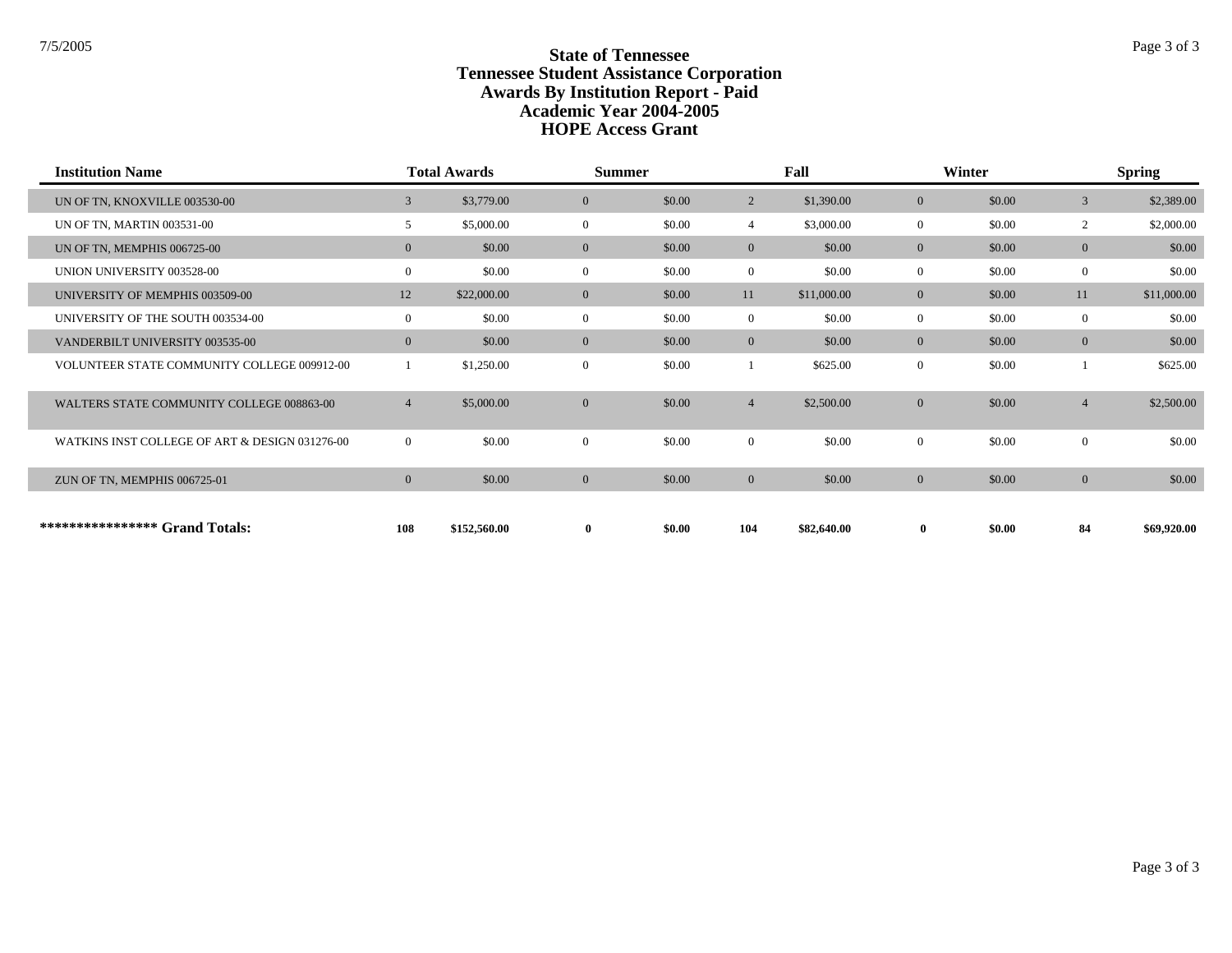# State of Tennessee
## Tennessee Student Assistance Corporation
## Awards By Institution Report - Paid
## Academic Year 2004-2005
## HOPE Access Grant

| Institution Name | Total Awards | | Summer | | Fall | | Winter | | Spring | |
|---|---|---|---|---|---|---|---|---|---|---|
| UN OF TN, KNOXVILLE 003530-00 | 3 | $3,779.00 | 0 | $0.00 | 2 | $1,390.00 | 0 | $0.00 | 3 | $2,389.00 |
| UN OF TN, MARTIN 003531-00 | 5 | $5,000.00 | 0 | $0.00 | 4 | $3,000.00 | 0 | $0.00 | 2 | $2,000.00 |
| UN OF TN, MEMPHIS 006725-00 | 0 | $0.00 | 0 | $0.00 | 0 | $0.00 | 0 | $0.00 | 0 | $0.00 |
| UNION UNIVERSITY 003528-00 | 0 | $0.00 | 0 | $0.00 | 0 | $0.00 | 0 | $0.00 | 0 | $0.00 |
| UNIVERSITY OF MEMPHIS 003509-00 | 12 | $22,000.00 | 0 | $0.00 | 11 | $11,000.00 | 0 | $0.00 | 11 | $11,000.00 |
| UNIVERSITY OF THE SOUTH 003534-00 | 0 | $0.00 | 0 | $0.00 | 0 | $0.00 | 0 | $0.00 | 0 | $0.00 |
| VANDERBILT UNIVERSITY 003535-00 | 0 | $0.00 | 0 | $0.00 | 0 | $0.00 | 0 | $0.00 | 0 | $0.00 |
| VOLUNTEER STATE COMMUNITY COLLEGE 009912-00 | 1 | $1,250.00 | 0 | $0.00 | 1 | $625.00 | 0 | $0.00 | 1 | $625.00 |
| WALTERS STATE COMMUNITY COLLEGE 008863-00 | 4 | $5,000.00 | 0 | $0.00 | 4 | $2,500.00 | 0 | $0.00 | 4 | $2,500.00 |
| WATKINS INST COLLEGE OF ART & DESIGN 031276-00 | 0 | $0.00 | 0 | $0.00 | 0 | $0.00 | 0 | $0.00 | 0 | $0.00 |
| ZUN OF TN, MEMPHIS 006725-01 | 0 | $0.00 | 0 | $0.00 | 0 | $0.00 | 0 | $0.00 | 0 | $0.00 |
| **\*\*\*\*\*\*\*\*\*\*\*\*\*\*\*\* Grand Totals:** | **108** | **$152,560.00** | **0** | **$0.00** | **104** | **$82,640.00** | **0** | **$0.00** | **84** | **$69,920.00** |